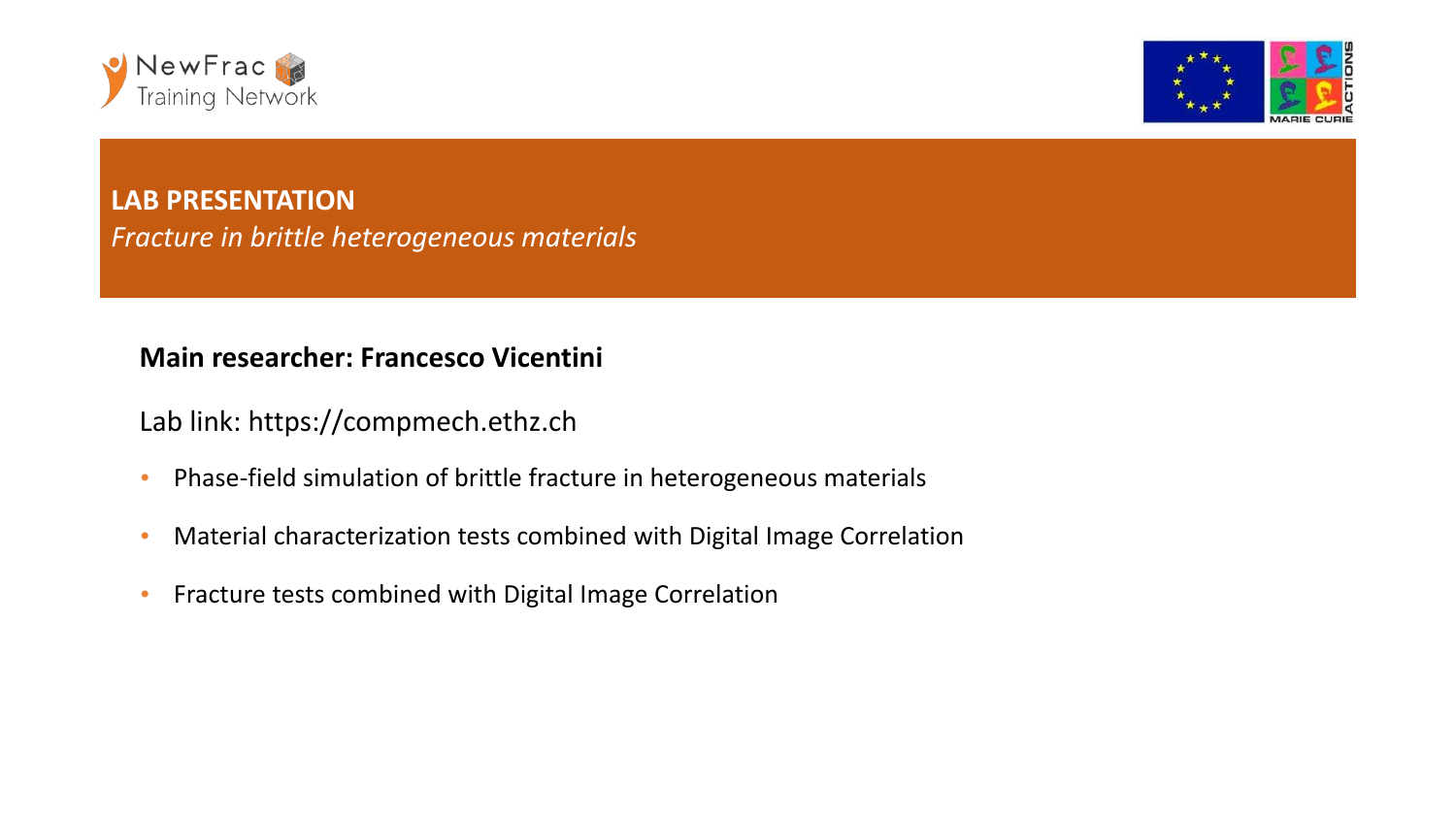NewFrac Training Network

MARIE CURIE ACTIONS

# LAB PRESENTATION

*Fracture in brittle heterogeneous materials*

**Main researcher: Francesco Vicentini**

Lab link: https://compmech.ethz.ch

- Phase-field simulation of brittle fracture in heterogeneous materials
- Material characterization tests combined with Digital Image Correlation
- Fracture tests combined with Digital Image Correlation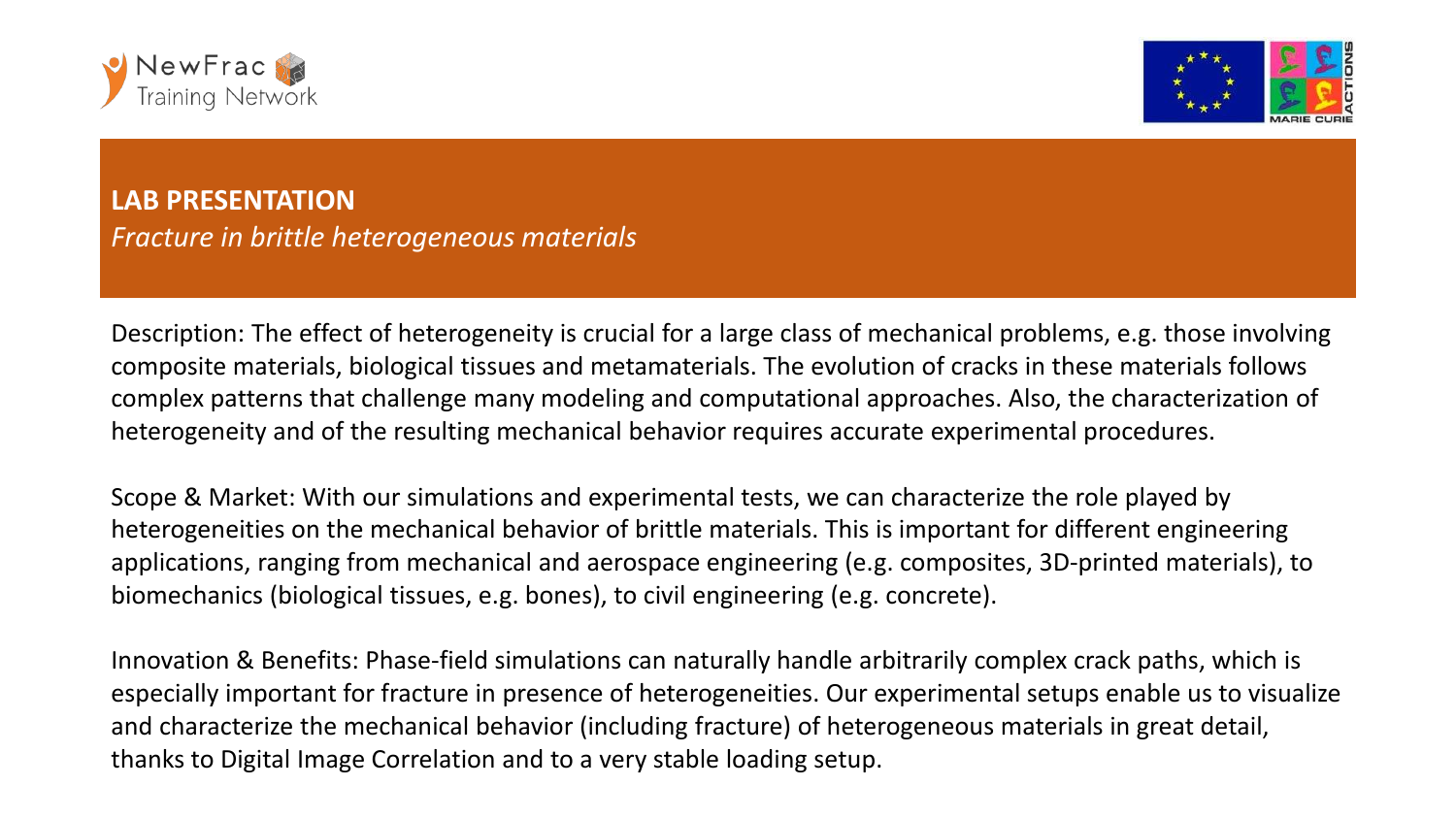NewFrac Training Network

MARIE CURIE ACTIONS

**LAB PRESENTATION**

*Fracture in brittle heterogeneous materials*

Description: The effect of heterogeneity is crucial for a large class of mechanical problems, e.g. those involving composite materials, biological tissues and metamaterials. The evolution of cracks in these materials follows complex patterns that challenge many modeling and computational approaches. Also, the characterization of heterogeneity and of the resulting mechanical behavior requires accurate experimental procedures.

Scope & Market: With our simulations and experimental tests, we can characterize the role played by heterogeneities on the mechanical behavior of brittle materials. This is important for different engineering applications, ranging from mechanical and aerospace engineering (e.g. composites, 3D-printed materials), to biomechanics (biological tissues, e.g. bones), to civil engineering (e.g. concrete).

Innovation & Benefits: Phase-field simulations can naturally handle arbitrarily complex crack paths, which is especially important for fracture in presence of heterogeneities. Our experimental setups enable us to visualize and characterize the mechanical behavior (including fracture) of heterogeneous materials in great detail, thanks to Digital Image Correlation and to a very stable loading setup.